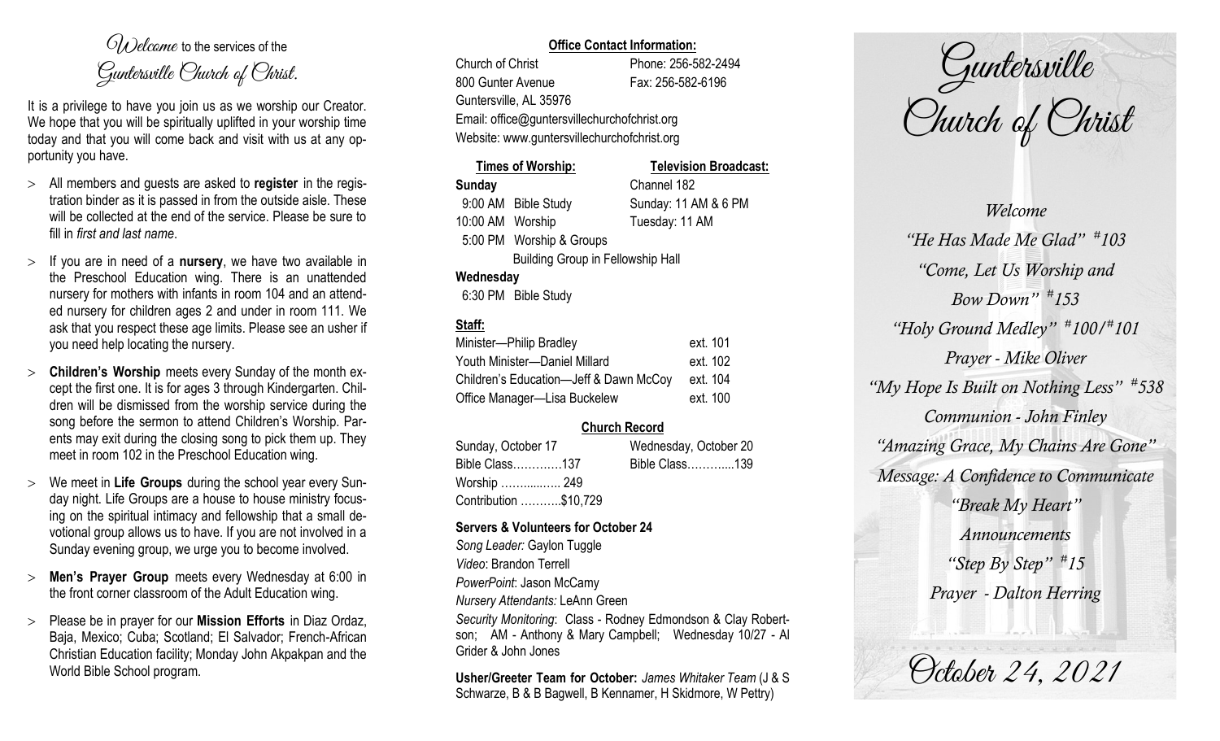*Welcome* to the services of the Guntersville Church of Christ.

It is a privilege to have you join us as we worship our Creator. We hope that you will be spiritually uplifted in your worship time today and that you will come back and visit with us at any opportunity you have.

- All members and guests are asked to **register** in the registration binder as it is passed in from the outside aisle. These will be collected at the end of the service. Please be sure to fill in *first and last name*.
- If you are in need of a **nursery**, we have two available in the Preschool Education wing. There is an unattended nursery for mothers with infants in room 104 and an attended nursery for children ages 2 and under in room 111. We ask that you respect these age limits. Please see an usher if you need help locating the nursery.
- **Children's Worship** meets every Sunday of the month except the first one. It is for ages 3 through Kindergarten. Children will be dismissed from the worship service during the song before the sermon to attend Children's Worship. Parents may exit during the closing song to pick them up. They meet in room 102 in the Preschool Education wing.
- We meet in **Life Groups** during the school year every Sunday night. Life Groups are a house to house ministry focusing on the spiritual intimacy and fellowship that a small devotional group allows us to have. If you are not involved in a Sunday evening group, we urge you to become involved.
- **Men's Prayer Group** meets every Wednesday at 6:00 in the front corner classroom of the Adult Education wing.
- Please be in prayer for our **Mission Efforts** in Diaz Ordaz, Baja, Mexico; Cuba; Scotland; El Salvador; French-African Christian Education facility; Monday John Akpakpan and the World Bible School program.

**Office Contact Information:**

Church of Christ — Phone: 256-582-2494
800 Gunter Avenue — Fax: 256-582-6196
Guntersville, AL 35976
Email: office@guntersvillechurchofchrist.org
Website: www.guntersvillechurchofchrist.org

| Times of Worship: | Television Broadcast: |
|---|---|
| **Sunday** | Channel 182 |
| 9:00 AM Bible Study | Sunday: 11 AM & 6 PM |
| 10:00 AM Worship | Tuesday: 11 AM |
| 5:00 PM Worship & Groups | |
| Building Group in Fellowship Hall | |
| **Wednesday** | |
| 6:30 PM Bible Study | |

**Staff:**

| | |
|---|---|
| Minister—Philip Bradley | ext. 101 |
| Youth Minister—Daniel Millard | ext. 102 |
| Children's Education—Jeff & Dawn McCoy | ext. 104 |
| Office Manager—Lisa Buckelew | ext. 100 |

**Church Record**

| Sunday, October 17 | Wednesday, October 20 |
|---|---|
| Bible Class…………137 | Bible Class………...139 |
| Worship ……...…… 249 | |
| Contribution ………..$10,729 | |

**Servers & Volunteers for October 24**

*Song Leader:* Gaylon Tuggle
*Video*: Brandon Terrell
*PowerPoint*: Jason McCamy
*Nursery Attendants:* LeAnn Green
*Security Monitoring*: Class - Rodney Edmondson & Clay Robertson; AM - Anthony & Mary Campbell; Wednesday 10/27 - Al Grider & John Jones

**Usher/Greeter Team for October:** *James Whitaker Team* (J & S Schwarze, B & B Bagwell, B Kennamer, H Skidmore, W Pettry)

# Guntersville Church of Christ

*Welcome*

*"He Has Made Me Glad" #103*

*"Come, Let Us Worship and Bow Down" #153*

*"Holy Ground Medley" #100/#101*

*Prayer - Mike Oliver*

*"My Hope Is Built on Nothing Less" #538*

*Communion - John Finley*

*"Amazing Grace, My Chains Are Gone"*

*Message: A Confidence to Communicate*

*"Break My Heart"*

*Announcements*

*"Step By Step" #15*

*Prayer - Dalton Herring*

October 24, 2021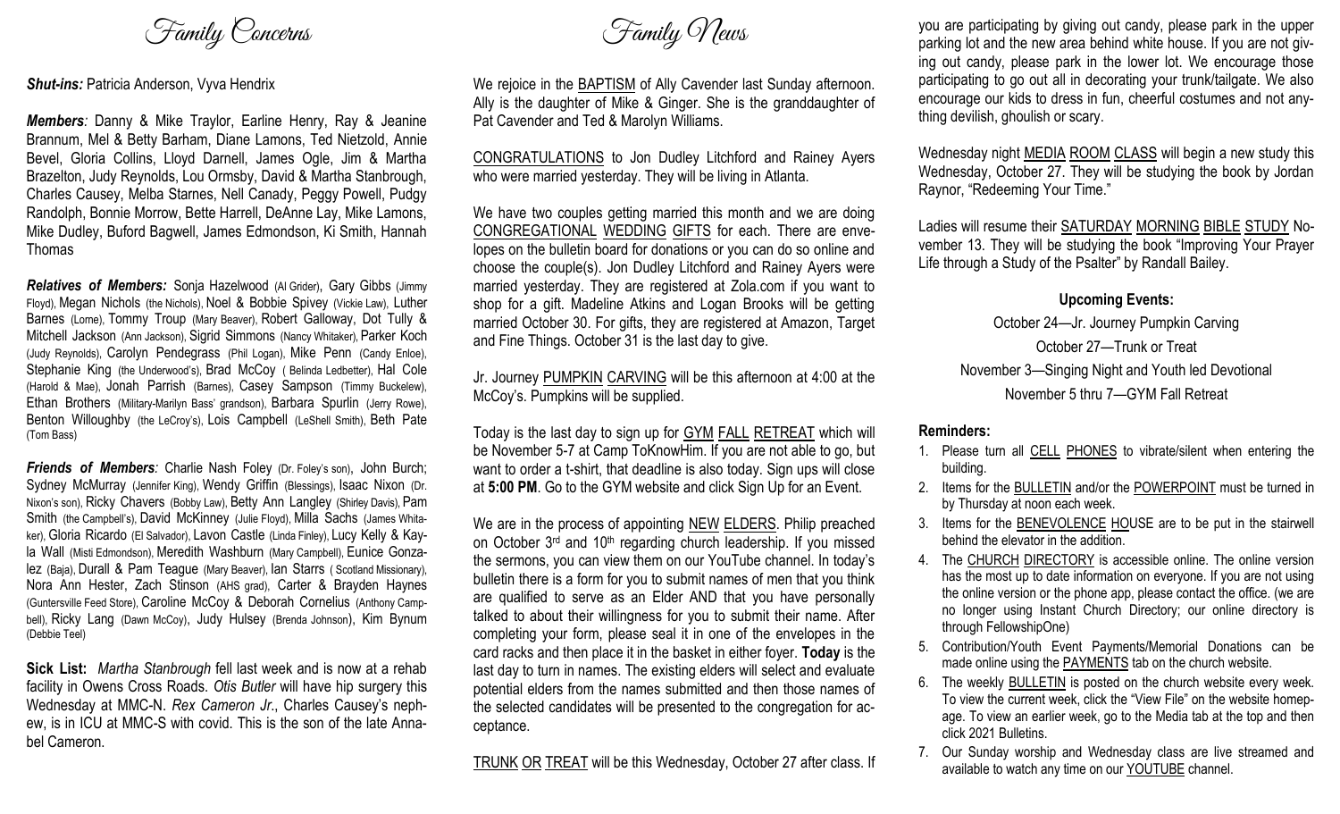# Family Concerns

***Shut-ins:*** Patricia Anderson, Vyva Hendrix

***Members:*** Danny & Mike Traylor, Earline Henry, Ray & Jeanine Brannum, Mel & Betty Barham, Diane Lamons, Ted Nietzold, Annie Bevel, Gloria Collins, Lloyd Darnell, James Ogle, Jim & Martha Brazelton, Judy Reynolds, Lou Ormsby, David & Martha Stanbrough, Charles Causey, Melba Starnes, Nell Canady, Peggy Powell, Pudgy Randolph, Bonnie Morrow, Bette Harrell, DeAnne Lay, Mike Lamons, Mike Dudley, Buford Bagwell, James Edmondson, Ki Smith, Hannah Thomas

***Relatives of Members:*** Sonja Hazelwood (Al Grider), Gary Gibbs (Jimmy Floyd), Megan Nichols (the Nichols), Noel & Bobbie Spivey (Vickie Law), Luther Barnes (Lorne), Tommy Troup (Mary Beaver), Robert Galloway, Dot Tully & Mitchell Jackson (Ann Jackson), Sigrid Simmons (Nancy Whitaker), Parker Koch (Judy Reynolds), Carolyn Pendegrass (Phil Logan), Mike Penn (Candy Enloe), Stephanie King (the Underwood's), Brad McCoy ( Belinda Ledbetter), Hal Cole (Harold & Mae), Jonah Parrish (Barnes), Casey Sampson (Timmy Buckelew), Ethan Brothers (Military-Marilyn Bass' grandson), Barbara Spurlin (Jerry Rowe), Benton Willoughby (the LeCroy's), Lois Campbell (LeShell Smith), Beth Pate (Tom Bass)

***Friends of Members:*** Charlie Nash Foley (Dr. Foley's son), John Burch; Sydney McMurray (Jennifer King), Wendy Griffin (Blessings), Isaac Nixon (Dr. Nixon's son), Ricky Chavers (Bobby Law), Betty Ann Langley (Shirley Davis), Pam Smith (the Campbell's), David McKinney (Julie Floyd), Milla Sachs (James Whitaker), Gloria Ricardo (El Salvador), Lavon Castle (Linda Finley), Lucy Kelly & Kayla Wall (Misti Edmondson), Meredith Washburn (Mary Campbell), Eunice Gonzalez (Baja), Durall & Pam Teague (Mary Beaver), Ian Starrs ( Scotland Missionary), Nora Ann Hester, Zach Stinson (AHS grad), Carter & Brayden Haynes (Guntersville Feed Store), Caroline McCoy & Deborah Cornelius (Anthony Campbell), Ricky Lang (Dawn McCoy), Judy Hulsey (Brenda Johnson), Kim Bynum (Debbie Teel)

**Sick List:** *Martha Stanbrough* fell last week and is now at a rehab facility in Owens Cross Roads. *Otis Butler* will have hip surgery this Wednesday at MMC-N. *Rex Cameron Jr.*, Charles Causey's nephew, is in ICU at MMC-S with covid. This is the son of the late Annabel Cameron.

# Family News

We rejoice in the BAPTISM of Ally Cavender last Sunday afternoon. Ally is the daughter of Mike & Ginger. She is the granddaughter of Pat Cavender and Ted & Marolyn Williams.

CONGRATULATIONS to Jon Dudley Litchford and Rainey Ayers who were married yesterday. They will be living in Atlanta.

We have two couples getting married this month and we are doing CONGREGATIONAL WEDDING GIFTS for each. There are envelopes on the bulletin board for donations or you can do so online and choose the couple(s). Jon Dudley Litchford and Rainey Ayers were married yesterday. They are registered at Zola.com if you want to shop for a gift. Madeline Atkins and Logan Brooks will be getting married October 30. For gifts, they are registered at Amazon, Target and Fine Things. October 31 is the last day to give.

Jr. Journey PUMPKIN CARVING will be this afternoon at 4:00 at the McCoy's. Pumpkins will be supplied.

Today is the last day to sign up for GYM FALL RETREAT which will be November 5-7 at Camp ToKnowHim. If you are not able to go, but want to order a t-shirt, that deadline is also today. Sign ups will close at **5:00 PM**. Go to the GYM website and click Sign Up for an Event.

We are in the process of appointing NEW ELDERS. Philip preached on October 3rd and 10th regarding church leadership. If you missed the sermons, you can view them on our YouTube channel. In today's bulletin there is a form for you to submit names of men that you think are qualified to serve as an Elder AND that you have personally talked to about their willingness for you to submit their name. After completing your form, please seal it in one of the envelopes in the card racks and then place it in the basket in either foyer. **Today** is the last day to turn in names. The existing elders will select and evaluate potential elders from the names submitted and then those names of the selected candidates will be presented to the congregation for acceptance.

TRUNK OR TREAT will be this Wednesday, October 27 after class. If you are participating by giving out candy, please park in the upper parking lot and the new area behind white house. If you are not giving out candy, please park in the lower lot. We encourage those participating to go out all in decorating your trunk/tailgate. We also encourage our kids to dress in fun, cheerful costumes and not anything devilish, ghoulish or scary.

Wednesday night MEDIA ROOM CLASS will begin a new study this Wednesday, October 27. They will be studying the book by Jordan Raynor, "Redeeming Your Time."

Ladies will resume their SATURDAY MORNING BIBLE STUDY November 13. They will be studying the book "Improving Your Prayer Life through a Study of the Psalter" by Randall Bailey.

**Upcoming Events:**

October 24—Jr. Journey Pumpkin Carving

October 27—Trunk or Treat

November 3—Singing Night and Youth led Devotional

November 5 thru 7—GYM Fall Retreat

**Reminders:**

1. Please turn all CELL PHONES to vibrate/silent when entering the building.
2. Items for the BULLETIN and/or the POWERPOINT must be turned in by Thursday at noon each week.
3. Items for the BENEVOLENCE HOUSE are to be put in the stairwell behind the elevator in the addition.
4. The CHURCH DIRECTORY is accessible online. The online version has the most up to date information on everyone. If you are not using the online version or the phone app, please contact the office. (we are no longer using Instant Church Directory; our online directory is through FellowshipOne)
5. Contribution/Youth Event Payments/Memorial Donations can be made online using the PAYMENTS tab on the church website.
6. The weekly BULLETIN is posted on the church website every week. To view the current week, click the "View File" on the website homepage. To view an earlier week, go to the Media tab at the top and then click 2021 Bulletins.
7. Our Sunday worship and Wednesday class are live streamed and available to watch any time on our YOUTUBE channel.